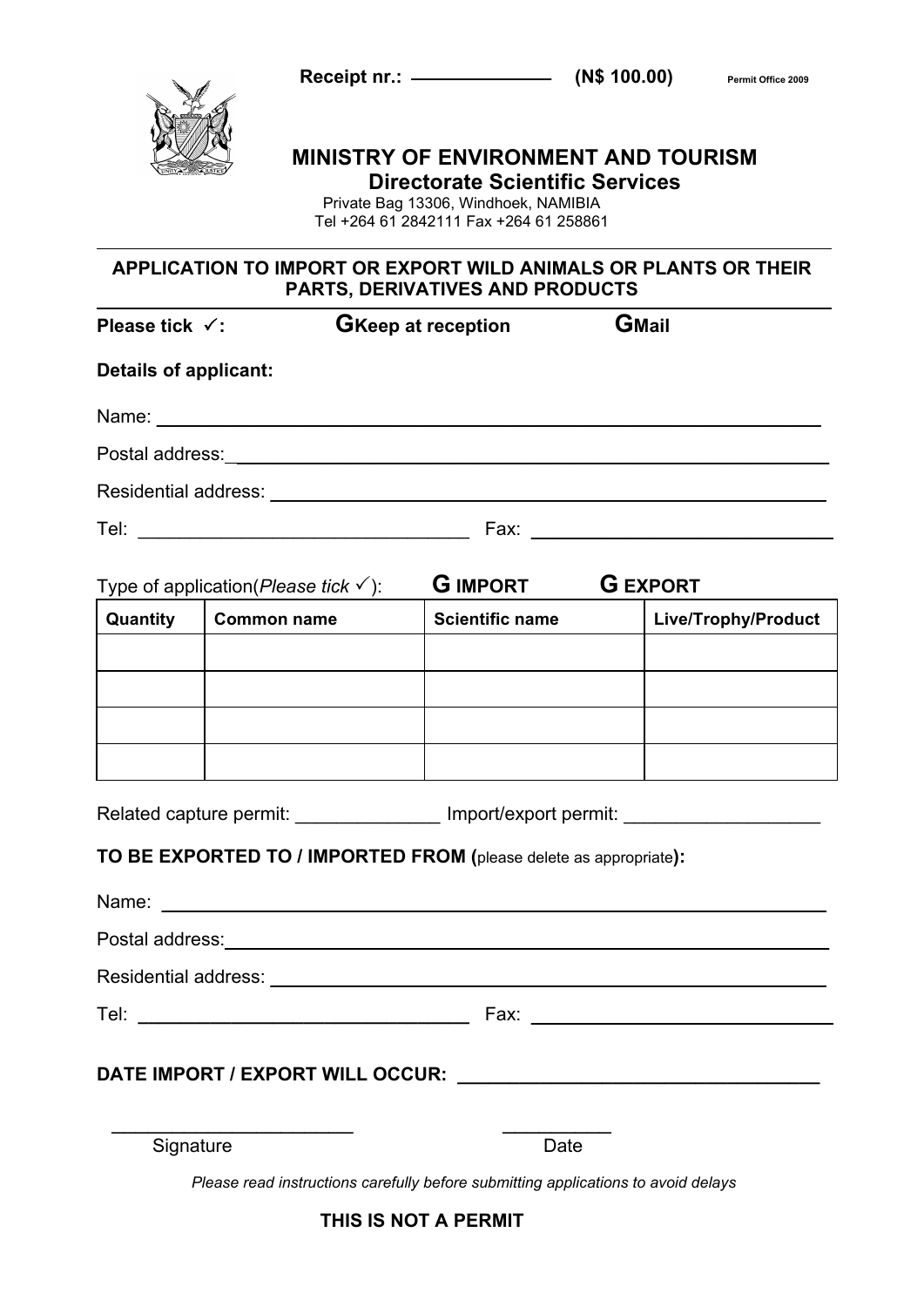**Receipt nr.:** ______________ **(N$ 100.00)** Permit Office 2009

# MINISTRY OF ENVIRONMENT AND TOURISM

## Directorate Scientific Services

Private Bag 13306, Windhoek, NAMIBIA
Tel +264 61 2842111 Fax +264 61 258861

---

### APPLICATION TO IMPORT OR EXPORT WILD ANIMALS OR PLANTS OR THEIR PARTS, DERIVATIVES AND PRODUCTS

**Please tick ✓:** **G Keep at reception** **G Mail**

**Details of applicant:**

Name: ______________________________________________

Postal address: ______________________________________________

Residential address: ______________________________________________

Tel: ______________________ Fax: ______________________

Type of application(*Please tick ✓*): **G IMPORT** **G EXPORT**

| Quantity | Common name | Scientific name | Live/Trophy/Product |
|---|---|---|---|
| | | | |
| | | | |
| | | | |
| | | | |

Related capture permit: ______________ Import/export permit: ___________________

**TO BE EXPORTED TO / IMPORTED FROM (**please delete as appropriate**):**

Name: ______________________________________________

Postal address: ______________________________________________

Residential address: ______________________________________________

Tel: ______________________ Fax: ______________________

**DATE IMPORT / EXPORT WILL OCCUR:** ______________________________

________________________ ___________
Signature Date

*Please read instructions carefully before submitting applications to avoid delays*

**THIS IS NOT A PERMIT**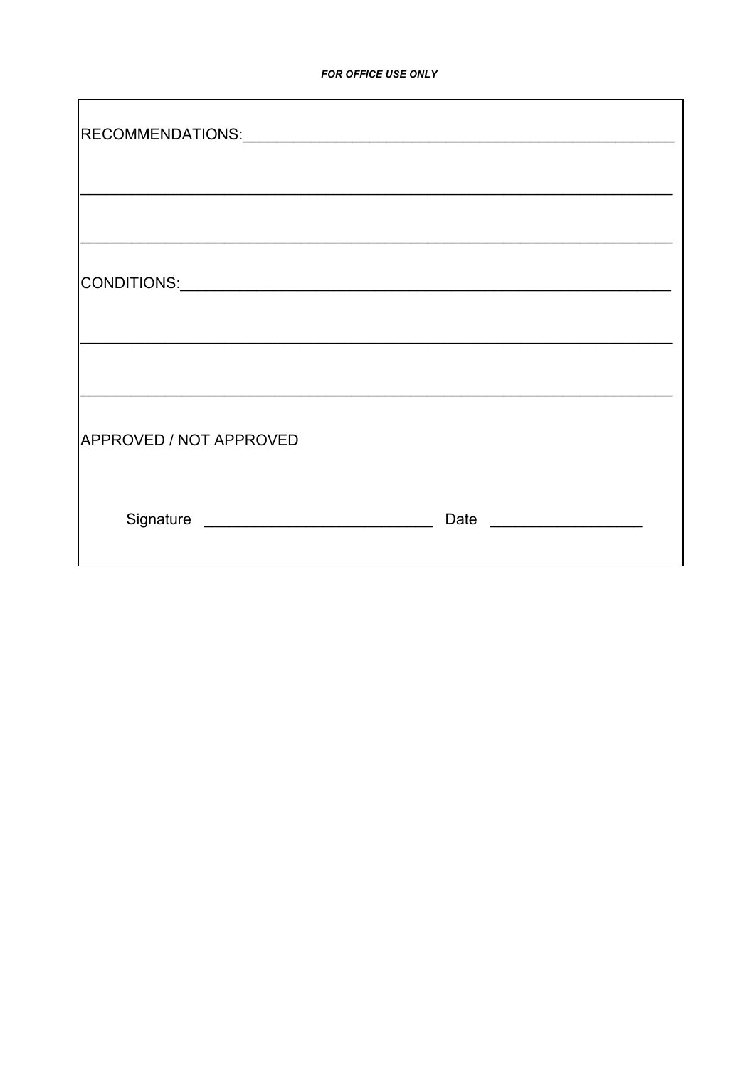***FOR OFFICE USE ONLY***

RECOMMENDATIONS:______________________________________________________

______________________________________________________________________

______________________________________________________________________

CONDITIONS:___________________________________________________________

______________________________________________________________________

______________________________________________________________________

APPROVED / NOT APPROVED

Signature ___________________________ Date __________________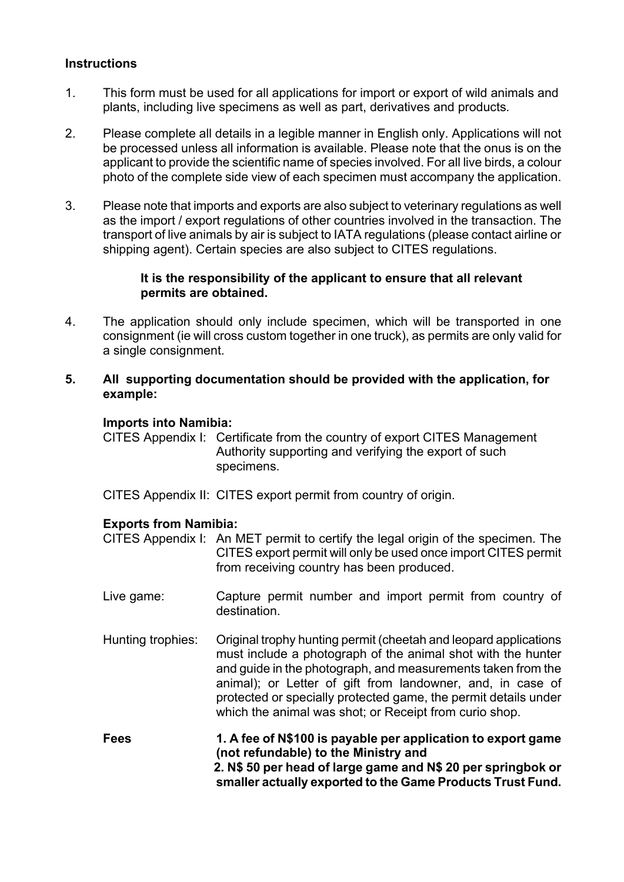**Instructions**

1. This form must be used for all applications for import or export of wild animals and plants, including live specimens as well as part, derivatives and products.

2. Please complete all details in a legible manner in English only. Applications will not be processed unless all information is available. Please note that the onus is on the applicant to provide the scientific name of species involved. For all live birds, a colour photo of the complete side view of each specimen must accompany the application.

3. Please note that imports and exports are also subject to veterinary regulations as well as the import / export regulations of other countries involved in the transaction. The transport of live animals by air is subject to IATA regulations (please contact airline or shipping agent). Certain species are also subject to CITES regulations.

   **It is the responsibility of the applicant to ensure that all relevant permits are obtained.**

4. The application should only include specimen, which will be transported in one consignment (ie will cross custom together in one truck), as permits are only valid for a single consignment.

5. **All supporting documentation should be provided with the application, for example:**

   **Imports into Namibia:**

   CITES Appendix I: Certificate from the country of export CITES Management Authority supporting and verifying the export of such specimens.

   CITES Appendix II: CITES export permit from country of origin.

   **Exports from Namibia:**

   CITES Appendix I: An MET permit to certify the legal origin of the specimen. The CITES export permit will only be used once import CITES permit from receiving country has been produced.

   Live game: Capture permit number and import permit from country of destination.

   Hunting trophies: Original trophy hunting permit (cheetah and leopard applications must include a photograph of the animal shot with the hunter and guide in the photograph, and measurements taken from the animal); or Letter of gift from landowner, and, in case of protected or specially protected game, the permit details under which the animal was shot; or Receipt from curio shop.

   **Fees** **1. A fee of N$100 is payable per application to export game (not refundable) to the Ministry and**
   **2. N$ 50 per head of large game and N$ 20 per springbok or smaller actually exported to the Game Products Trust Fund.**